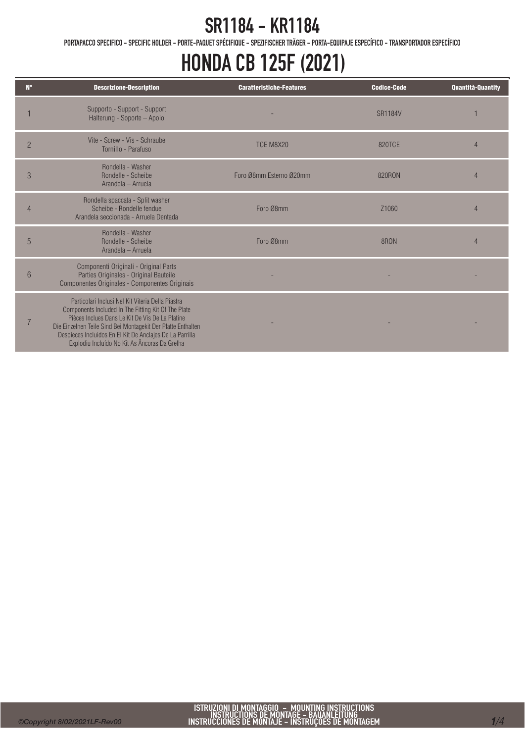# SR1184 - KR1184

PORTAPACCO SPECIFICO - SPECIFIC HOLDER - PORTE-PAQUET SPÉCIFIQUE - SPEZIFISCHER TRÄGER - PORTA-EQUIPAJE ESPECÍFICO - TRANSPORTADOR ESPECÍFICO

# HONDA CB 125F (2021)

| N° | Descrizione-Description | Caratteristiche-Features | Codice-Code | Quantità-Quantity |
|---|---|---|---|---|
| 1 | Supporto - Support - Support Halterung - Soporte – Apoio | - | SR1184V | 1 |
| 2 | Vite - Screw - Vis - Schraube Tornillo - Parafuso | TCE M8X20 | 820TCE | 4 |
| 3 | Rondella - Washer Rondelle - Scheibe Arandela – Arruela | Foro Ø8mm Esterno Ø20mm | 820RON | 4 |
| 4 | Rondella spaccata - Split washer Scheibe - Rondelle fendue Arandela seccionada - Arruela Dentada | Foro Ø8mm | Z1060 | 4 |
| 5 | Rondella - Washer Rondelle - Scheibe Arandela – Arruela | Foro Ø8mm | 8RON | 4 |
| 6 | Componenti Originali - Original Parts Parties Originales - Original Bauteile Componentes Originales - Componentes Originais | - | - | - |
| 7 | Particolari Inclusi Nel Kit Viteria Della Piastra Components Included In The Fitting Kit Of The Plate Pièces Inclues Dans Le Kit De Vis De La Platine Die Einzelnen Teile Sind Bei Montagekit Der Platte Enthalten Despieces Incluidos En El Kit De Anclajes De La Parrilla Explodiu Incluído No Kit As Âncoras Da Grelha | - | - | - |

ISTRUZIONI DI MONTAGGIO – MOUNTING INSTRUCTIONS
INSTRUCTIONS DE MONTAGE – BAUANLEITUNG
INSTRUCCIONES DE MONTAJE – INSTRUÇÕES DE MONTAGEM

©Copyright 8/02/2021LF-Rev00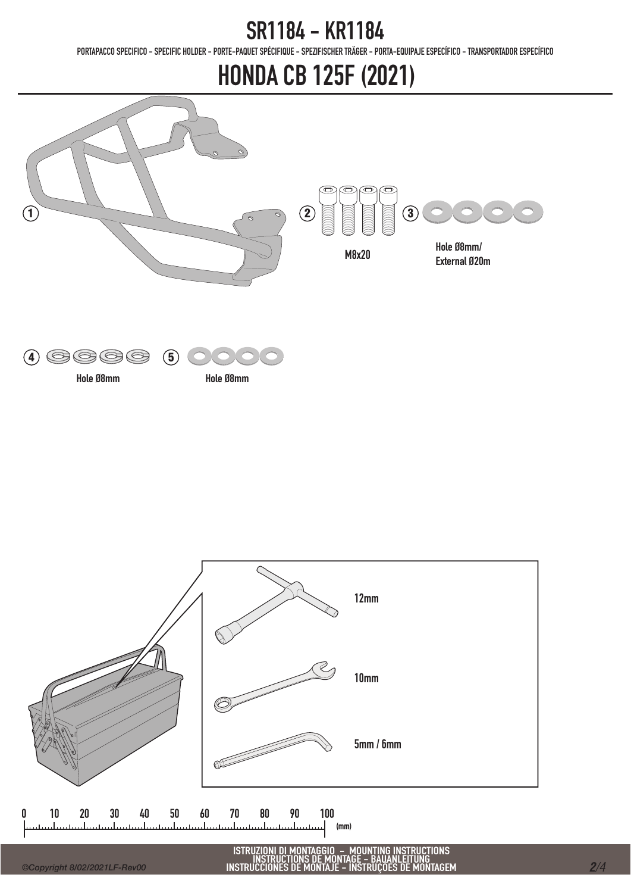# SR1184 - KR1184

PORTAPACCO SPECIFICO - SPECIFIC HOLDER - PORTE-PAQUET SPÉCIFIQUE - SPEZIFISCHER TRÄGER - PORTA-EQUIPAJE ESPECÍFICO - TRANSPORTADOR ESPECÍFICO

# HONDA CB 125F (2021)

1

2 M8x20

3 Hole Ø8mm/ External Ø20m

4 Hole Ø8mm

5 Hole Ø8mm

12mm

10mm

5mm / 6mm

0 10 20 30 40 50 60 70 80 90 100 (mm)

ISTRUZIONI DI MONTAGGIO - MOUNTING INSTRUCTIONS
INSTRUCTIONS DE MONTAGE - BAUANLEITUNG
INSTRUCCIONES DE MONTAJE - INSTRUÇÕES DE MONTAGEM

*©Copyright 8/02/2021LF-Rev00*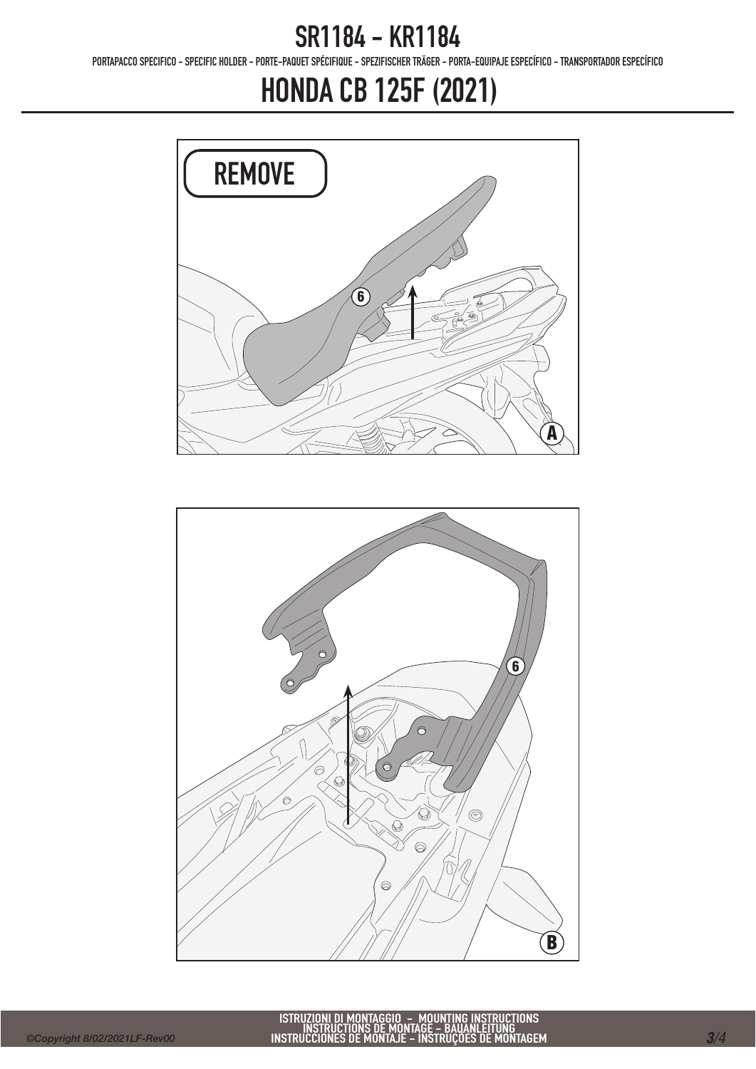# SR1184 - KR1184

PORTAPACCO SPECIFICO - SPECIFIC HOLDER - PORTE-PAQUET SPÉCIFIQUE - SPEZIFISCHER TRÄGER - PORTA-EQUIPAJE ESPECÍFICO - TRANSPORTADOR ESPECÍFICO

# HONDA CB 125F (2021)

REMOVE

6

A

6

B

ISTRUZIONI DI MONTAGGIO - MOUNTING INSTRUCTIONS
INSTRUCTIONS DE MONTAGE - BAUANLEITUNG
INSTRUCCIONES DE MONTAJE - INSTRUÇOES DE MONTAGEM

©Copyright 8/02/2021LF-Rev00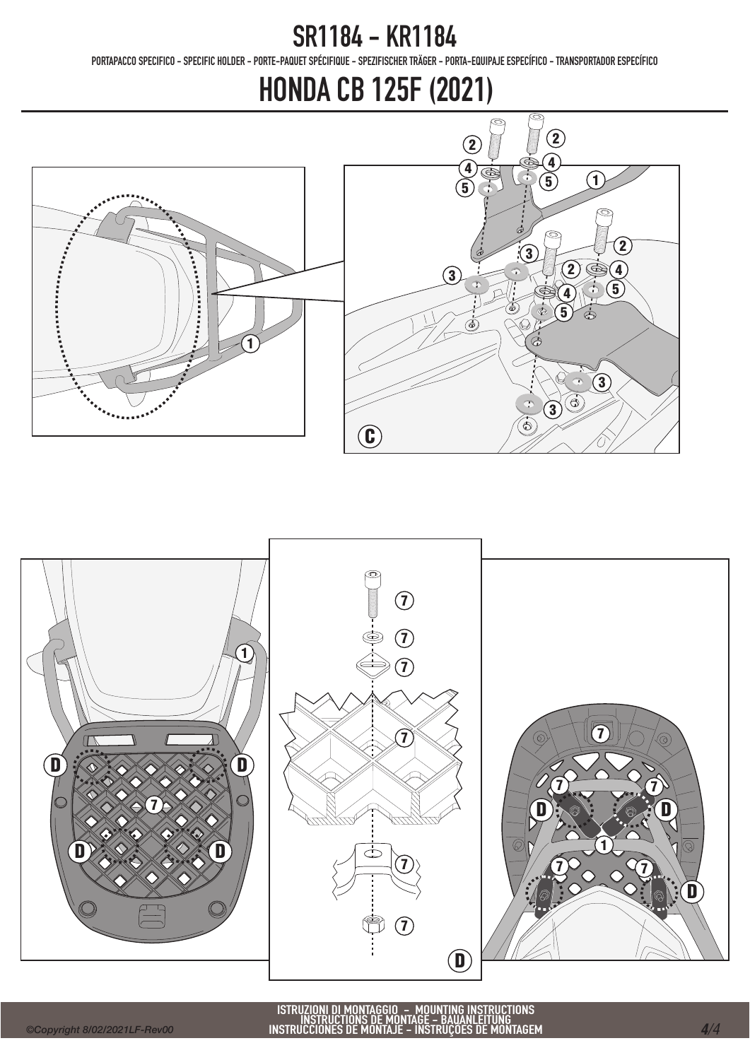# SR1184 - KR1184

PORTAPACCO SPECIFICO - SPECIFIC HOLDER - PORTE-PAQUET SPÉCIFIQUE - SPEZIFISCHER TRÄGER - PORTA-EQUIPAJE ESPECÍFICO - TRANSPORTADOR ESPECÍFICO

# HONDA CB 125F (2021)

1

2 4 5 1 3 2 4 5 2 4 5 3 3 3

C

1 D D 7 D D

7 7 7 7 7 7

D

7 7 7 D D 1 7 7 D

ISTRUZIONI DI MONTAGGIO - MOUNTING INSTRUCTIONS
INSTRUCTIONS DE MONTAGE - BAUANLEITUNG
INSTRUCCIONES DE MONTAJE - INSTRUÇÕES DE MONTAGEM

©Copyright 8/02/2021LF-Rev00